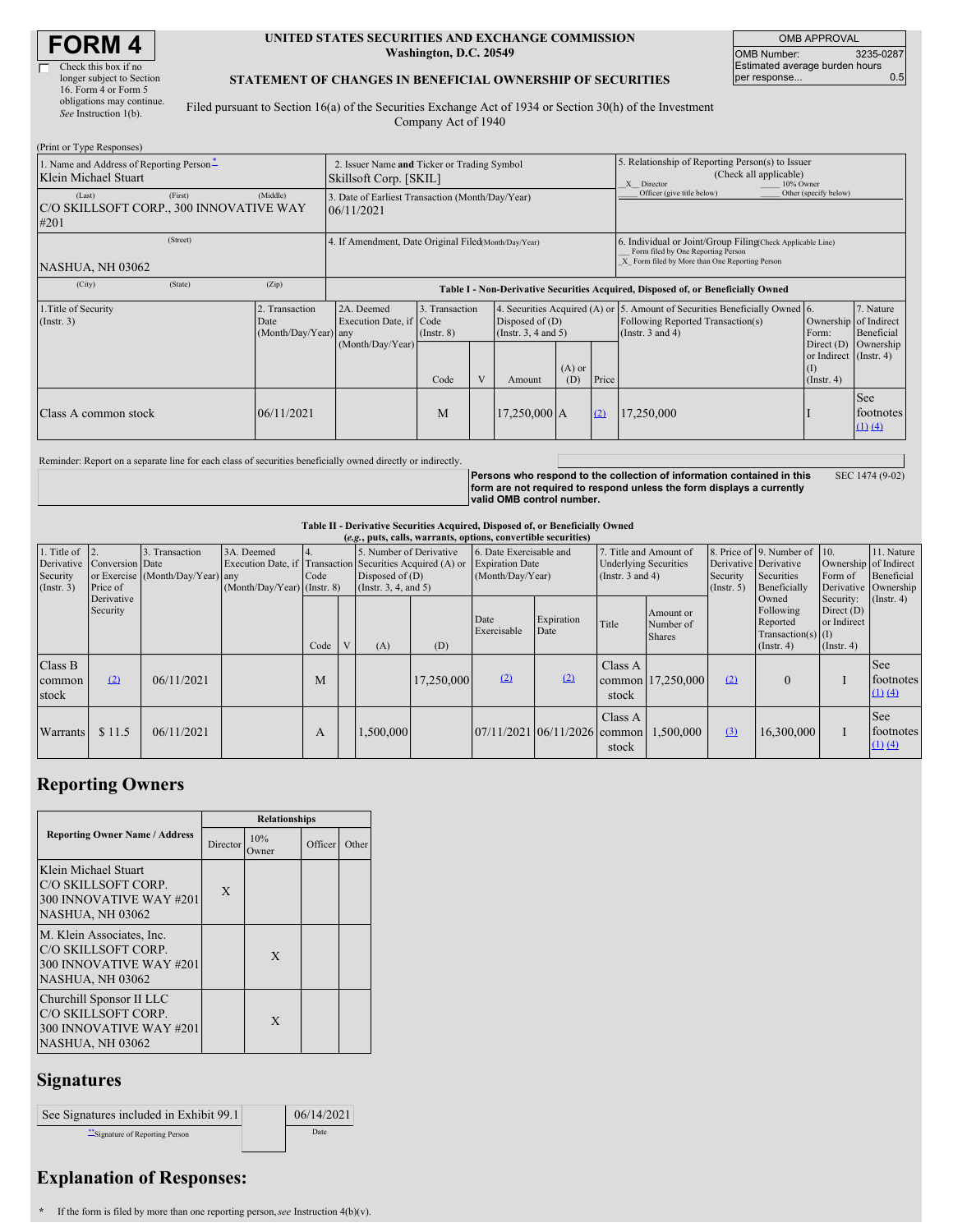# FORM 4

☐ Check this box if no longer subject to Section 16. Form 4 or Form 5 obligations may continue. *See* Instruction 1(b).

**UNITED STATES SECURITIES AND EXCHANGE COMMISSION**
**Washington, D.C. 20549**

**STATEMENT OF CHANGES IN BENEFICIAL OWNERSHIP OF SECURITIES**

Filed pursuant to Section 16(a) of the Securities Exchange Act of 1934 or Section 30(h) of the Investment Company Act of 1940

| OMB APPROVAL | |
|---|---|
| OMB Number: | 3235-0287 |
| Estimated average burden hours per response... | 0.5 |

(Print or Type Responses)

1. Name and Address of Reporting Person[*]
Klein Michael Stuart
(Last) (First) (Middle)
C/O SKILLSOFT CORP., 300 INNOVATIVE WAY #201
(Street)
NASHUA, NH 03062
(City) (State) (Zip)

2. Issuer Name **and** Ticker or Trading Symbol
Skillsoft Corp. [SKIL]

3. Date of Earliest Transaction (Month/Day/Year)
06/11/2021

4. If Amendment, Date Original Filed (Month/Day/Year)

5. Relationship of Reporting Person(s) to Issuer (Check all applicable)
_X_ Director ____ 10% Owner
____ Officer (give title below) ____ Other (specify below)

6. Individual or Joint/Group Filing (Check Applicable Line)
___ Form filed by One Reporting Person
_X_ Form filed by More than One Reporting Person

**Table I - Non-Derivative Securities Acquired, Disposed of, or Beneficially Owned**

| 1.Title of Security (Instr. 3) | 2. Transaction Date (Month/Day/Year) | 2A. Deemed Execution Date, if any (Month/Day/Year) | 3. Transaction Code (Instr. 8) | | 4. Securities Acquired (A) or Disposed of (D) (Instr. 3, 4 and 5) | | | 5. Amount of Securities Beneficially Owned Following Reported Transaction(s) (Instr. 3 and 4) | 6. Ownership Form: Direct (D) or Indirect (I) (Instr. 4) | 7. Nature of Indirect Beneficial Ownership (Instr. 4) |
|---|---|---|---|---|---|---|---|---|---|---|
| | | | Code | V | Amount | (A) or (D) | Price | | | |
| Class A common stock | 06/11/2021 | | M | | 17,250,000 | A | (2) | 17,250,000 | I | See footnotes (1) (4) |

Reminder: Report on a separate line for each class of securities beneficially owned directly or indirectly.

**Persons who respond to the collection of information contained in this form are not required to respond unless the form displays a currently valid OMB control number.** SEC 1474 (9-02)

**Table II - Derivative Securities Acquired, Disposed of, or Beneficially Owned**
***(e.g.*, puts, calls, warrants, options, convertible securities)**

| 1. Title of Derivative Security (Instr. 3) | 2. Conversion or Exercise Price of Derivative Security | 3. Transaction Date (Month/Day/Year) | 3A. Deemed Execution Date, if any (Month/Day/Year) | 4. Transaction Code (Instr. 8) | | 5. Number of Derivative Securities Acquired (A) or Disposed of (D) (Instr. 3, 4, and 5) | | 6. Date Exercisable and Expiration Date (Month/Day/Year) | | 7. Title and Amount of Underlying Securities (Instr. 3 and 4) | | 8. Price of Derivative Security (Instr. 5) | 9. Number of Derivative Securities Beneficially Owned Following Reported Transaction(s) (Instr. 4) | 10. Ownership Form of Derivative Security: Direct (D) or Indirect (I) (Instr. 4) | 11. Nature of Indirect Beneficial Ownership (Instr. 4) |
|---|---|---|---|---|---|---|---|---|---|---|---|---|---|---|---|
| | | | | Code | V | (A) | (D) | Date Exercisable | Expiration Date | Title | Amount or Number of Shares | | | | |
| Class B common stock | (2) | 06/11/2021 | | M | | | 17,250,000 | (2) | (2) | Class A common stock | 17,250,000 | (2) | 0 | I | See footnotes (1) (4) |
| Warrants | $ 11.5 | 06/11/2021 | | A | | 1,500,000 | | 07/11/2021 | 06/11/2026 | Class A common stock | 1,500,000 | (3) | 16,300,000 | I | See footnotes (1) (4) |

## Reporting Owners

| Reporting Owner Name / Address | Relationships | | | |
|---|---|---|---|---|
| | Director | 10% Owner | Officer | Other |
| Klein Michael Stuart<br>C/O SKILLSOFT CORP.<br>300 INNOVATIVE WAY #201<br>NASHUA, NH 03062 | X | | | |
| M. Klein Associates, Inc.<br>C/O SKILLSOFT CORP.<br>300 INNOVATIVE WAY #201<br>NASHUA, NH 03062 | | X | | |
| Churchill Sponsor II LLC<br>C/O SKILLSOFT CORP.<br>300 INNOVATIVE WAY #201<br>NASHUA, NH 03062 | | X | | |

## Signatures

| See Signatures included in Exhibit 99.1 | | 06/14/2021 |
|---|---|---|
| **Signature of Reporting Person | | Date |

## Explanation of Responses:

\* If the form is filed by more than one reporting person, *see* Instruction 4(b)(v).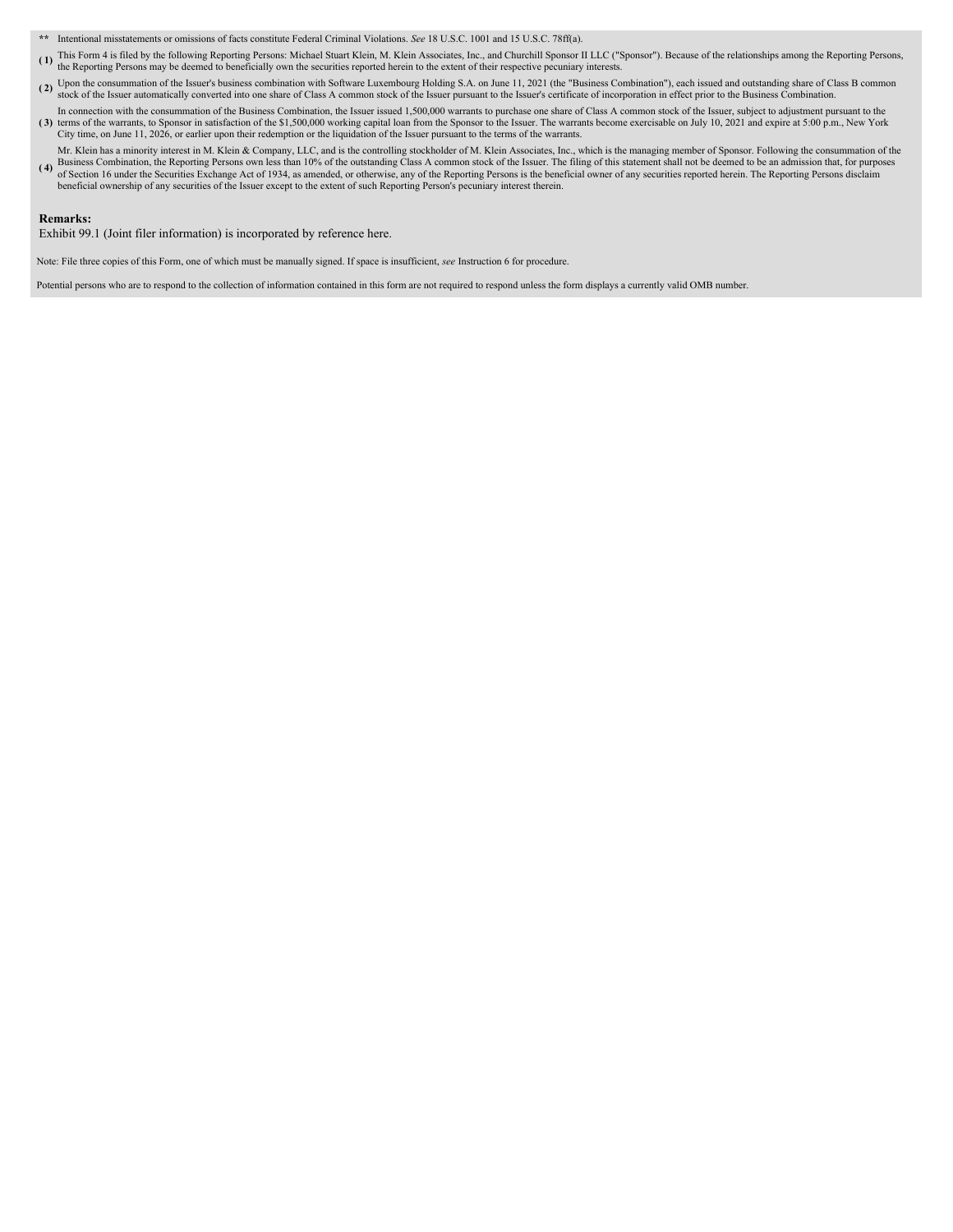** Intentional misstatements or omissions of facts constitute Federal Criminal Violations. *See* 18 U.S.C. 1001 and 15 U.S.C. 78ff(a).

(1) This Form 4 is filed by the following Reporting Persons: Michael Stuart Klein, M. Klein Associates, Inc., and Churchill Sponsor II LLC ("Sponsor"). Because of the relationships among the Reporting Persons, the Reporting Persons may be deemed to beneficially own the securities reported herein to the extent of their respective pecuniary interests.

(2) Upon the consummation of the Issuer's business combination with Software Luxembourg Holding S.A. on June 11, 2021 (the "Business Combination"), each issued and outstanding share of Class B common stock of the Issuer automatically converted into one share of Class A common stock of the Issuer pursuant to the Issuer's certificate of incorporation in effect prior to the Business Combination.

(3) In connection with the consummation of the Business Combination, the Issuer issued 1,500,000 warrants to purchase one share of Class A common stock of the Issuer, subject to adjustment pursuant to the terms of the warrants, to Sponsor in satisfaction of the $1,500,000 working capital loan from the Sponsor to the Issuer. The warrants become exercisable on July 10, 2021 and expire at 5:00 p.m., New York City time, on June 11, 2026, or earlier upon their redemption or the liquidation of the Issuer pursuant to the terms of the warrants.

(4) Mr. Klein has a minority interest in M. Klein & Company, LLC, and is the controlling stockholder of M. Klein Associates, Inc., which is the managing member of Sponsor. Following the consummation of the Business Combination, the Reporting Persons own less than 10% of the outstanding Class A common stock of the Issuer. The filing of this statement shall not be deemed to be an admission that, for purposes of Section 16 under the Securities Exchange Act of 1934, as amended, or otherwise, any of the Reporting Persons is the beneficial owner of any securities reported herein. The Reporting Persons disclaim beneficial ownership of any securities of the Issuer except to the extent of such Reporting Person's pecuniary interest therein.

**Remarks:**

Exhibit 99.1 (Joint filer information) is incorporated by reference here.

Note: File three copies of this Form, one of which must be manually signed. If space is insufficient, *see* Instruction 6 for procedure.

Potential persons who are to respond to the collection of information contained in this form are not required to respond unless the form displays a currently valid OMB number.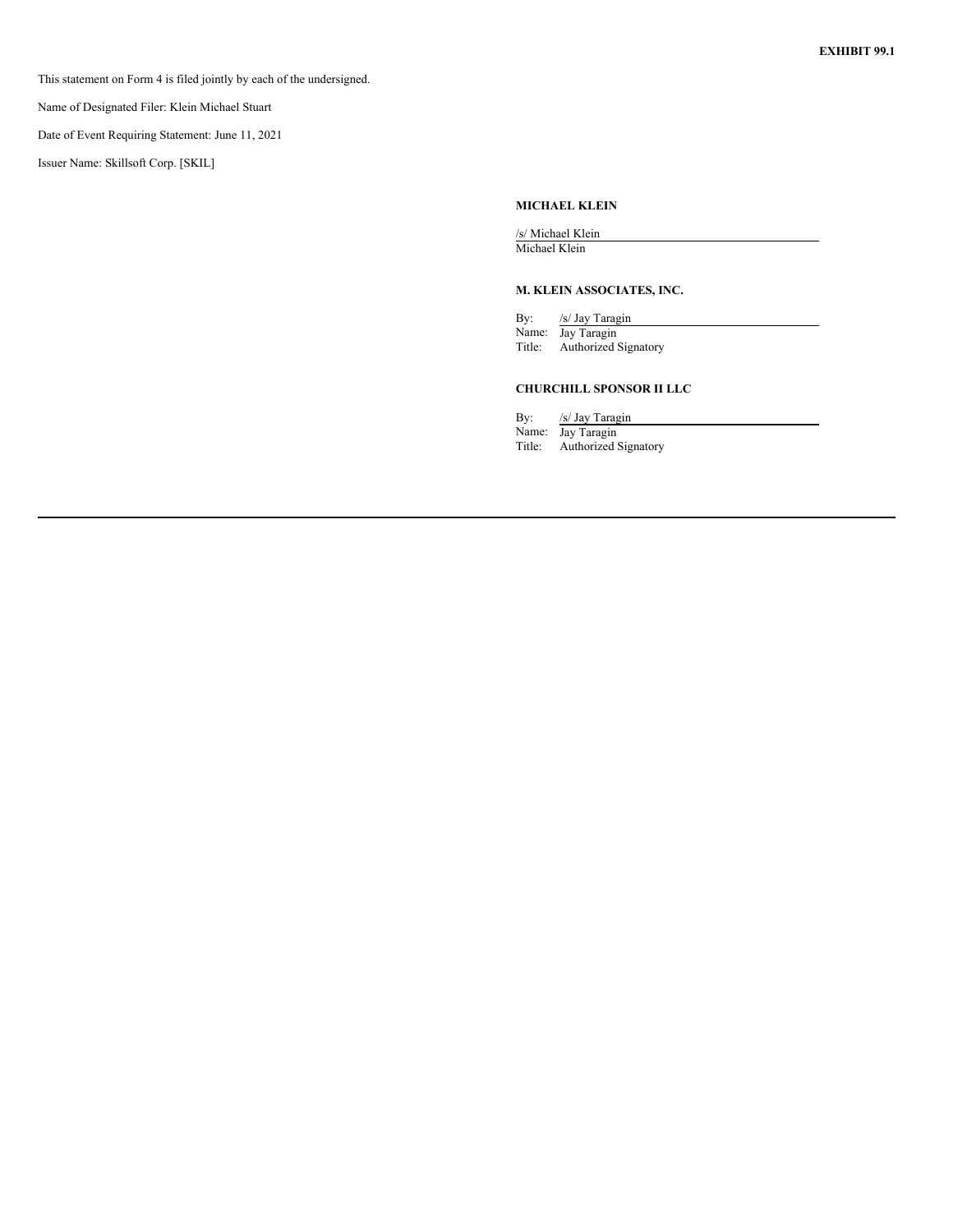**EXHIBIT 99.1**

This statement on Form 4 is filed jointly by each of the undersigned.

Name of Designated Filer: Klein Michael Stuart

Date of Event Requiring Statement: June 11, 2021

Issuer Name: Skillsoft Corp. [SKIL]

**MICHAEL KLEIN**

/s/ Michael Klein
Michael Klein

**M. KLEIN ASSOCIATES, INC.**

By: /s/ Jay Taragin
Name: Jay Taragin
Title: Authorized Signatory

**CHURCHILL SPONSOR II LLC**

By: /s/ Jay Taragin
Name: Jay Taragin
Title: Authorized Signatory